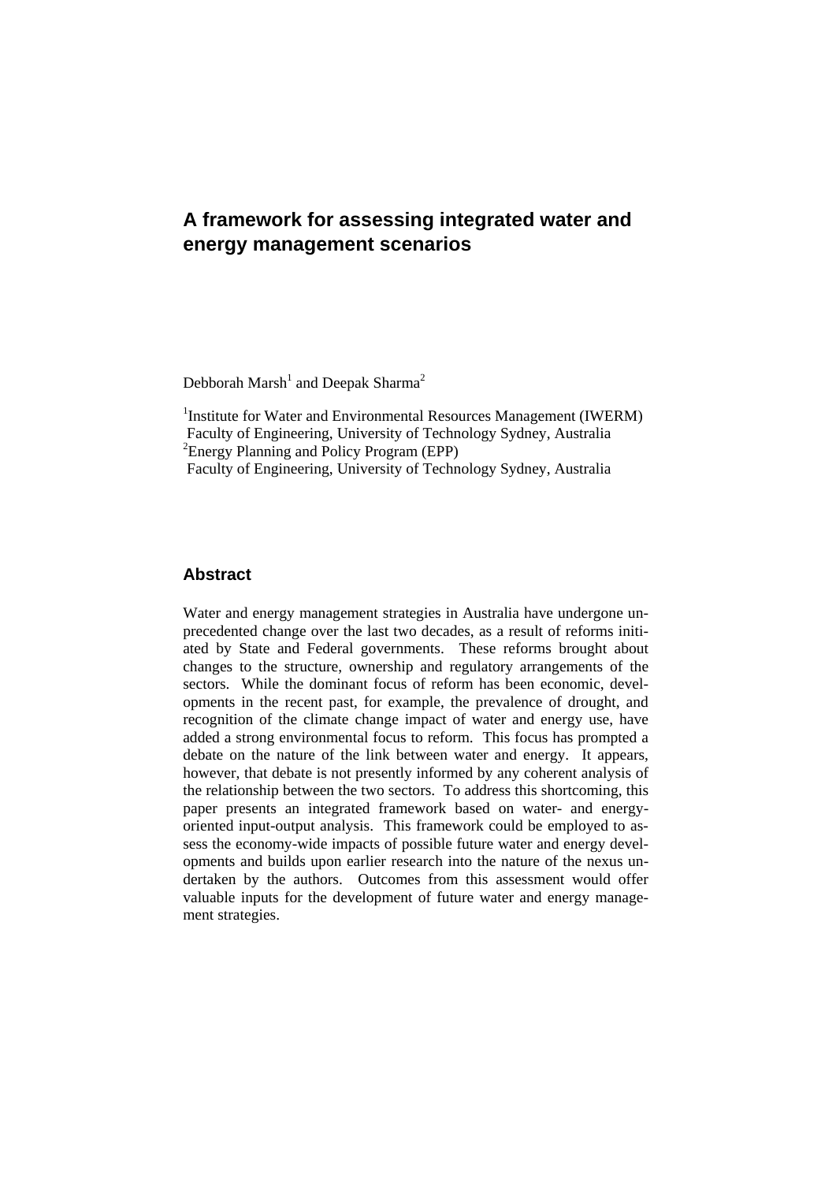# A framework for assessing integrated water and energy management scenarios

Debborah Marsh[1] and Deepak Sharma[2]

[1]Institute for Water and Environmental Resources Management (IWERM)
Faculty of Engineering, University of Technology Sydney, Australia
[2]Energy Planning and Policy Program (EPP)
Faculty of Engineering, University of Technology Sydney, Australia

## Abstract

Water and energy management strategies in Australia have undergone unprecedented change over the last two decades, as a result of reforms initiated by State and Federal governments. These reforms brought about changes to the structure, ownership and regulatory arrangements of the sectors. While the dominant focus of reform has been economic, developments in the recent past, for example, the prevalence of drought, and recognition of the climate change impact of water and energy use, have added a strong environmental focus to reform. This focus has prompted a debate on the nature of the link between water and energy. It appears, however, that debate is not presently informed by any coherent analysis of the relationship between the two sectors. To address this shortcoming, this paper presents an integrated framework based on water- and energy-oriented input-output analysis. This framework could be employed to assess the economy-wide impacts of possible future water and energy developments and builds upon earlier research into the nature of the nexus undertaken by the authors. Outcomes from this assessment would offer valuable inputs for the development of future water and energy management strategies.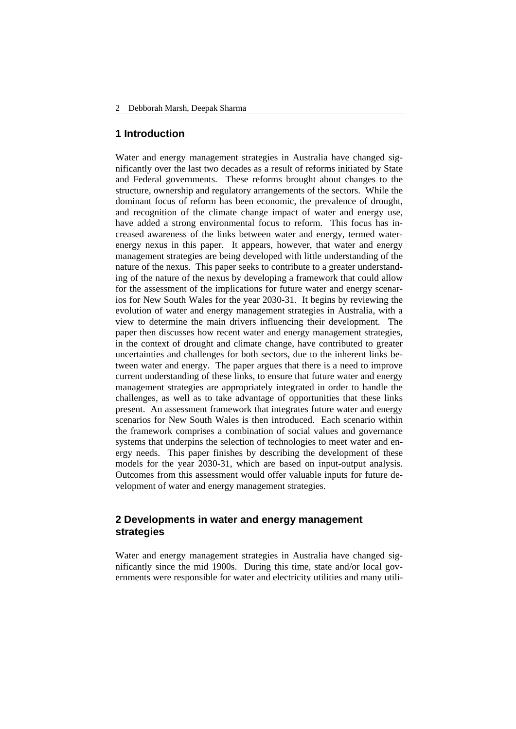## 1 Introduction

Water and energy management strategies in Australia have changed significantly over the last two decades as a result of reforms initiated by State and Federal governments. These reforms brought about changes to the structure, ownership and regulatory arrangements of the sectors. While the dominant focus of reform has been economic, the prevalence of drought, and recognition of the climate change impact of water and energy use, have added a strong environmental focus to reform. This focus has increased awareness of the links between water and energy, termed water-energy nexus in this paper. It appears, however, that water and energy management strategies are being developed with little understanding of the nature of the nexus. This paper seeks to contribute to a greater understanding of the nature of the nexus by developing a framework that could allow for the assessment of the implications for future water and energy scenarios for New South Wales for the year 2030-31. It begins by reviewing the evolution of water and energy management strategies in Australia, with a view to determine the main drivers influencing their development. The paper then discusses how recent water and energy management strategies, in the context of drought and climate change, have contributed to greater uncertainties and challenges for both sectors, due to the inherent links between water and energy. The paper argues that there is a need to improve current understanding of these links, to ensure that future water and energy management strategies are appropriately integrated in order to handle the challenges, as well as to take advantage of opportunities that these links present. An assessment framework that integrates future water and energy scenarios for New South Wales is then introduced. Each scenario within the framework comprises a combination of social values and governance systems that underpins the selection of technologies to meet water and energy needs. This paper finishes by describing the development of these models for the year 2030-31, which are based on input-output analysis. Outcomes from this assessment would offer valuable inputs for future development of water and energy management strategies.

## 2 Developments in water and energy management strategies

Water and energy management strategies in Australia have changed significantly since the mid 1900s. During this time, state and/or local governments were responsible for water and electricity utilities and many utili-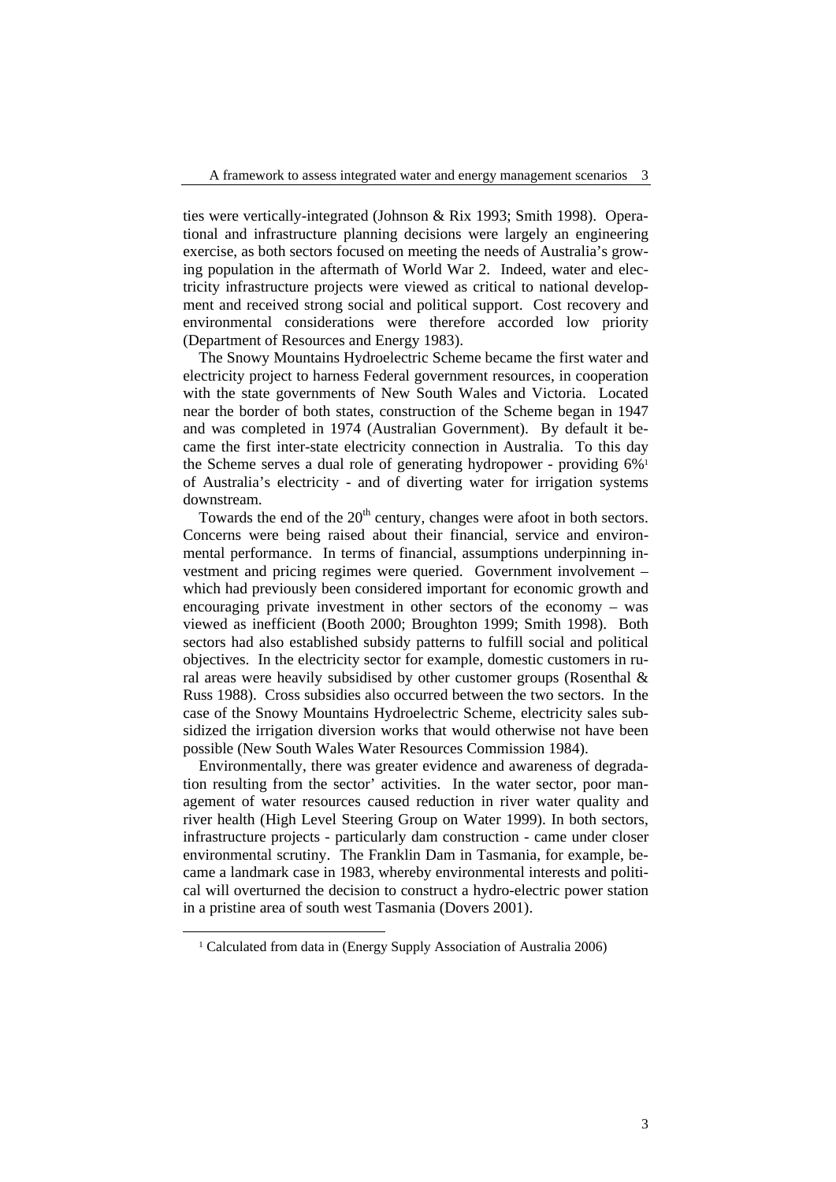ties were vertically-integrated (Johnson & Rix 1993; Smith 1998). Operational and infrastructure planning decisions were largely an engineering exercise, as both sectors focused on meeting the needs of Australia's growing population in the aftermath of World War 2. Indeed, water and electricity infrastructure projects were viewed as critical to national development and received strong social and political support. Cost recovery and environmental considerations were therefore accorded low priority (Department of Resources and Energy 1983).

The Snowy Mountains Hydroelectric Scheme became the first water and electricity project to harness Federal government resources, in cooperation with the state governments of New South Wales and Victoria. Located near the border of both states, construction of the Scheme began in 1947 and was completed in 1974 (Australian Government). By default it became the first inter-state electricity connection in Australia. To this day the Scheme serves a dual role of generating hydropower - providing 6%[1] of Australia's electricity - and of diverting water for irrigation systems downstream.

Towards the end of the 20th century, changes were afoot in both sectors. Concerns were being raised about their financial, service and environmental performance. In terms of financial, assumptions underpinning investment and pricing regimes were queried. Government involvement – which had previously been considered important for economic growth and encouraging private investment in other sectors of the economy – was viewed as inefficient (Booth 2000; Broughton 1999; Smith 1998). Both sectors had also established subsidy patterns to fulfill social and political objectives. In the electricity sector for example, domestic customers in rural areas were heavily subsidised by other customer groups (Rosenthal & Russ 1988). Cross subsidies also occurred between the two sectors. In the case of the Snowy Mountains Hydroelectric Scheme, electricity sales subsidized the irrigation diversion works that would otherwise not have been possible (New South Wales Water Resources Commission 1984).

Environmentally, there was greater evidence and awareness of degradation resulting from the sector' activities. In the water sector, poor management of water resources caused reduction in river water quality and river health (High Level Steering Group on Water 1999). In both sectors, infrastructure projects - particularly dam construction - came under closer environmental scrutiny. The Franklin Dam in Tasmania, for example, became a landmark case in 1983, whereby environmental interests and political will overturned the decision to construct a hydro-electric power station in a pristine area of south west Tasmania (Dovers 2001).

[1] Calculated from data in (Energy Supply Association of Australia 2006)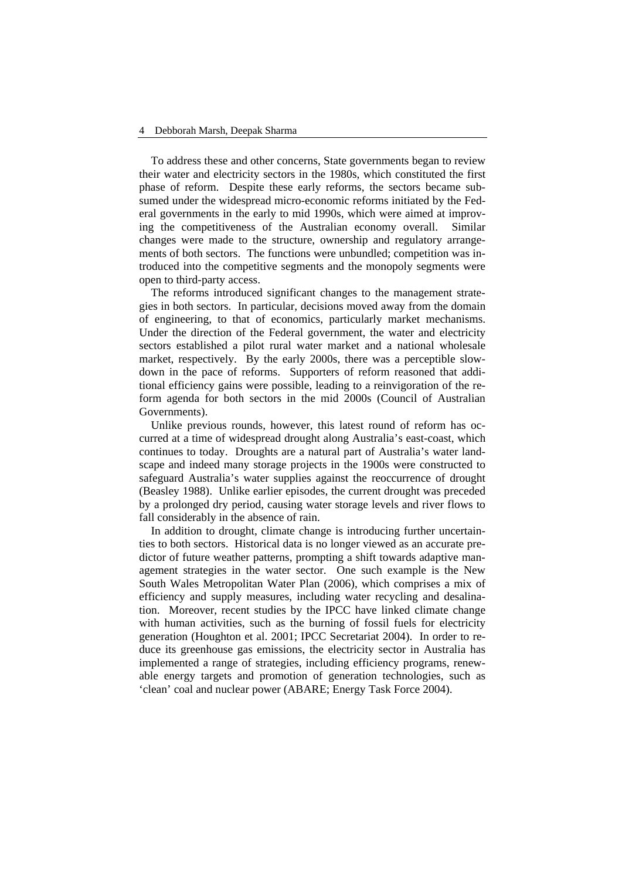To address these and other concerns, State governments began to review their water and electricity sectors in the 1980s, which constituted the first phase of reform. Despite these early reforms, the sectors became subsumed under the widespread micro-economic reforms initiated by the Federal governments in the early to mid 1990s, which were aimed at improving the competitiveness of the Australian economy overall. Similar changes were made to the structure, ownership and regulatory arrangements of both sectors. The functions were unbundled; competition was introduced into the competitive segments and the monopoly segments were open to third-party access.

The reforms introduced significant changes to the management strategies in both sectors. In particular, decisions moved away from the domain of engineering, to that of economics, particularly market mechanisms. Under the direction of the Federal government, the water and electricity sectors established a pilot rural water market and a national wholesale market, respectively. By the early 2000s, there was a perceptible slowdown in the pace of reforms. Supporters of reform reasoned that additional efficiency gains were possible, leading to a reinvigoration of the reform agenda for both sectors in the mid 2000s (Council of Australian Governments).

Unlike previous rounds, however, this latest round of reform has occurred at a time of widespread drought along Australia's east-coast, which continues to today. Droughts are a natural part of Australia's water landscape and indeed many storage projects in the 1900s were constructed to safeguard Australia's water supplies against the reoccurrence of drought (Beasley 1988). Unlike earlier episodes, the current drought was preceded by a prolonged dry period, causing water storage levels and river flows to fall considerably in the absence of rain.

In addition to drought, climate change is introducing further uncertainties to both sectors. Historical data is no longer viewed as an accurate predictor of future weather patterns, prompting a shift towards adaptive management strategies in the water sector. One such example is the New South Wales Metropolitan Water Plan (2006), which comprises a mix of efficiency and supply measures, including water recycling and desalination. Moreover, recent studies by the IPCC have linked climate change with human activities, such as the burning of fossil fuels for electricity generation (Houghton et al. 2001; IPCC Secretariat 2004). In order to reduce its greenhouse gas emissions, the electricity sector in Australia has implemented a range of strategies, including efficiency programs, renewable energy targets and promotion of generation technologies, such as 'clean' coal and nuclear power (ABARE; Energy Task Force 2004).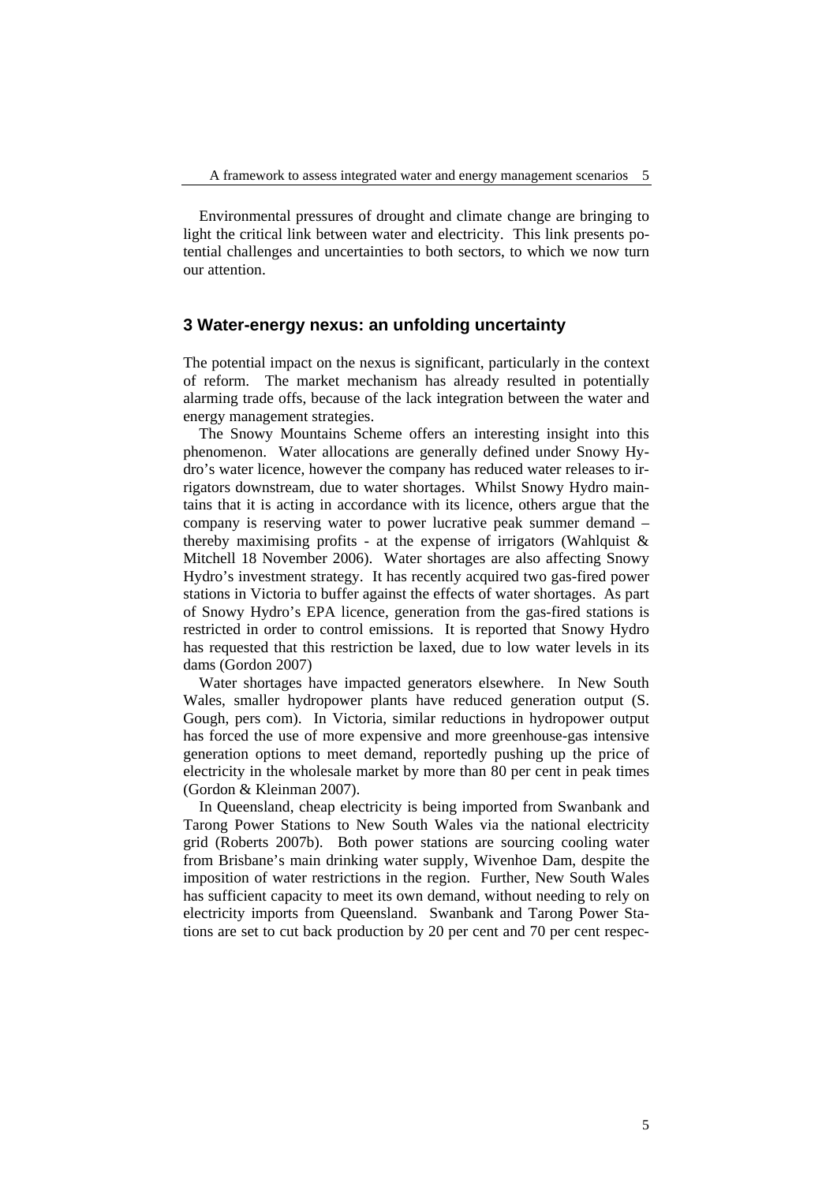Environmental pressures of drought and climate change are bringing to light the critical link between water and electricity. This link presents potential challenges and uncertainties to both sectors, to which we now turn our attention.

## 3 Water-energy nexus: an unfolding uncertainty

The potential impact on the nexus is significant, particularly in the context of reform. The market mechanism has already resulted in potentially alarming trade offs, because of the lack integration between the water and energy management strategies.

The Snowy Mountains Scheme offers an interesting insight into this phenomenon. Water allocations are generally defined under Snowy Hydro's water licence, however the company has reduced water releases to irrigators downstream, due to water shortages. Whilst Snowy Hydro maintains that it is acting in accordance with its licence, others argue that the company is reserving water to power lucrative peak summer demand – thereby maximising profits - at the expense of irrigators (Wahlquist & Mitchell 18 November 2006). Water shortages are also affecting Snowy Hydro's investment strategy. It has recently acquired two gas-fired power stations in Victoria to buffer against the effects of water shortages. As part of Snowy Hydro's EPA licence, generation from the gas-fired stations is restricted in order to control emissions. It is reported that Snowy Hydro has requested that this restriction be laxed, due to low water levels in its dams (Gordon 2007)

Water shortages have impacted generators elsewhere. In New South Wales, smaller hydropower plants have reduced generation output (S. Gough, pers com). In Victoria, similar reductions in hydropower output has forced the use of more expensive and more greenhouse-gas intensive generation options to meet demand, reportedly pushing up the price of electricity in the wholesale market by more than 80 per cent in peak times (Gordon & Kleinman 2007).

In Queensland, cheap electricity is being imported from Swanbank and Tarong Power Stations to New South Wales via the national electricity grid (Roberts 2007b). Both power stations are sourcing cooling water from Brisbane's main drinking water supply, Wivenhoe Dam, despite the imposition of water restrictions in the region. Further, New South Wales has sufficient capacity to meet its own demand, without needing to rely on electricity imports from Queensland. Swanbank and Tarong Power Stations are set to cut back production by 20 per cent and 70 per cent respec-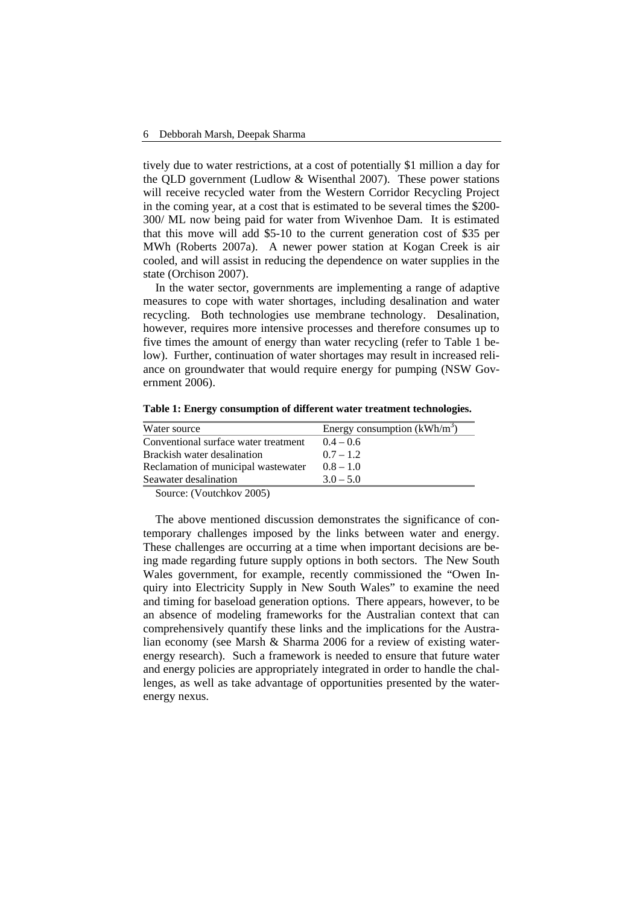tively due to water restrictions, at a cost of potentially $1 million a day for the QLD government (Ludlow & Wisenthal 2007). These power stations will receive recycled water from the Western Corridor Recycling Project in the coming year, at a cost that is estimated to be several times the $200-300/ ML now being paid for water from Wivenhoe Dam. It is estimated that this move will add $5-10 to the current generation cost of $35 per MWh (Roberts 2007a). A newer power station at Kogan Creek is air cooled, and will assist in reducing the dependence on water supplies in the state (Orchison 2007).

In the water sector, governments are implementing a range of adaptive measures to cope with water shortages, including desalination and water recycling. Both technologies use membrane technology. Desalination, however, requires more intensive processes and therefore consumes up to five times the amount of energy than water recycling (refer to Table 1 below). Further, continuation of water shortages may result in increased reliance on groundwater that would require energy for pumping (NSW Government 2006).

**Table 1: Energy consumption of different water treatment technologies.**

| Water source | Energy consumption (kWh/m$^3$) |
|---|---|
| Conventional surface water treatment | 0.4 – 0.6 |
| Brackish water desalination | 0.7 – 1.2 |
| Reclamation of municipal wastewater | 0.8 – 1.0 |
| Seawater desalination | 3.0 – 5.0 |

Source: (Voutchkov 2005)

The above mentioned discussion demonstrates the significance of contemporary challenges imposed by the links between water and energy. These challenges are occurring at a time when important decisions are being made regarding future supply options in both sectors. The New South Wales government, for example, recently commissioned the "Owen Inquiry into Electricity Supply in New South Wales" to examine the need and timing for baseload generation options. There appears, however, to be an absence of modeling frameworks for the Australian context that can comprehensively quantify these links and the implications for the Australian economy (see Marsh & Sharma 2006 for a review of existing water-energy research). Such a framework is needed to ensure that future water and energy policies are appropriately integrated in order to handle the challenges, as well as take advantage of opportunities presented by the water-energy nexus.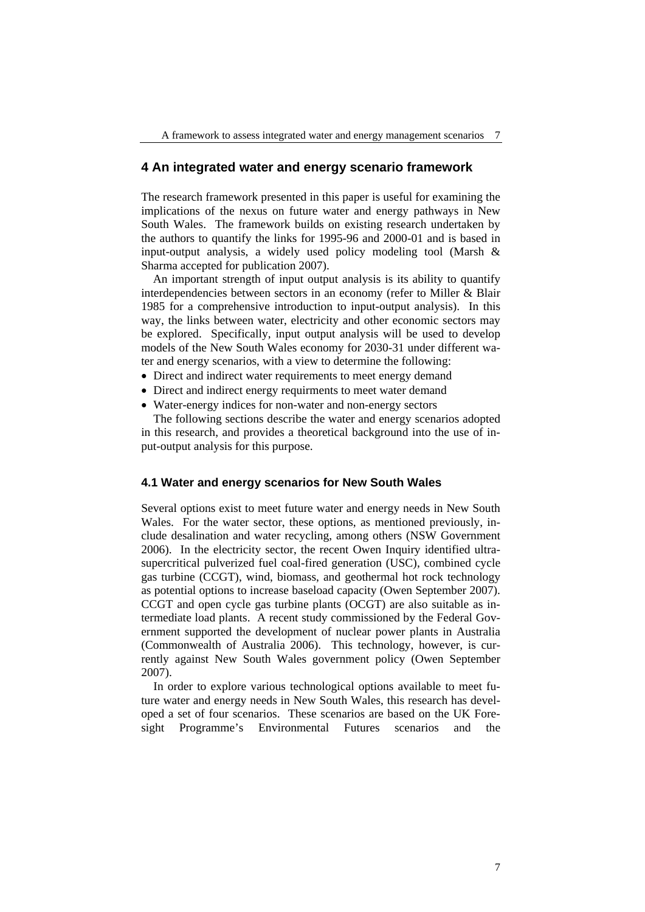## 4 An integrated water and energy scenario framework

The research framework presented in this paper is useful for examining the implications of the nexus on future water and energy pathways in New South Wales. The framework builds on existing research undertaken by the authors to quantify the links for 1995-96 and 2000-01 and is based in input-output analysis, a widely used policy modeling tool (Marsh & Sharma accepted for publication 2007).

An important strength of input output analysis is its ability to quantify interdependencies between sectors in an economy (refer to Miller & Blair 1985 for a comprehensive introduction to input-output analysis). In this way, the links between water, electricity and other economic sectors may be explored. Specifically, input output analysis will be used to develop models of the New South Wales economy for 2030-31 under different water and energy scenarios, with a view to determine the following:

- Direct and indirect water requirements to meet energy demand
- Direct and indirect energy requirments to meet water demand
- Water-energy indices for non-water and non-energy sectors

The following sections describe the water and energy scenarios adopted in this research, and provides a theoretical background into the use of input-output analysis for this purpose.

### 4.1 Water and energy scenarios for New South Wales

Several options exist to meet future water and energy needs in New South Wales. For the water sector, these options, as mentioned previously, include desalination and water recycling, among others (NSW Government 2006). In the electricity sector, the recent Owen Inquiry identified ultra-supercritical pulverized fuel coal-fired generation (USC), combined cycle gas turbine (CCGT), wind, biomass, and geothermal hot rock technology as potential options to increase baseload capacity (Owen September 2007). CCGT and open cycle gas turbine plants (OCGT) are also suitable as intermediate load plants. A recent study commissioned by the Federal Government supported the development of nuclear power plants in Australia (Commonwealth of Australia 2006). This technology, however, is currently against New South Wales government policy (Owen September 2007).

In order to explore various technological options available to meet future water and energy needs in New South Wales, this research has developed a set of four scenarios. These scenarios are based on the UK Foresight Programme's Environmental Futures scenarios and the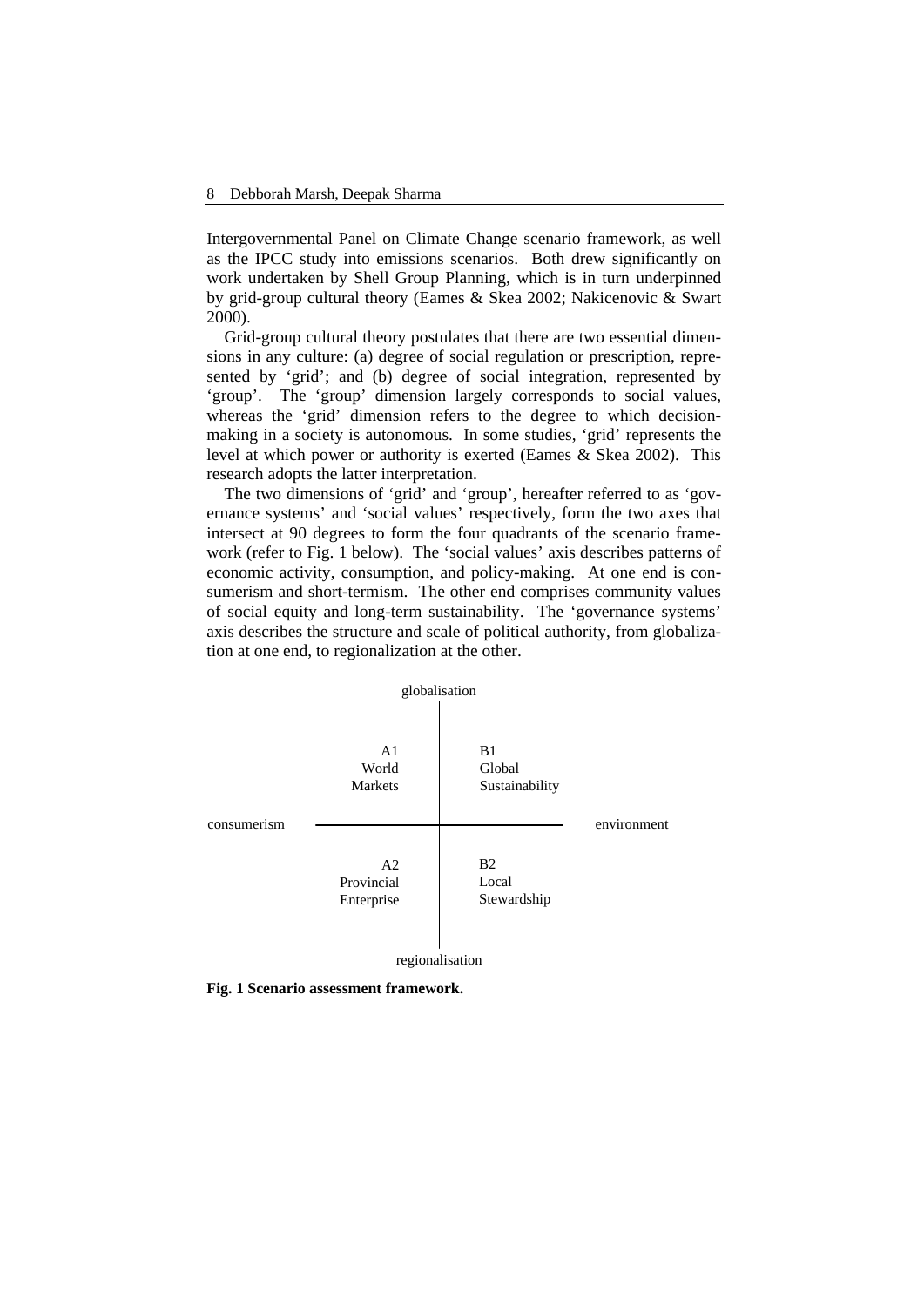Intergovernmental Panel on Climate Change scenario framework, as well as the IPCC study into emissions scenarios. Both drew significantly on work undertaken by Shell Group Planning, which is in turn underpinned by grid-group cultural theory (Eames & Skea 2002; Nakicenovic & Swart 2000).

Grid-group cultural theory postulates that there are two essential dimensions in any culture: (a) degree of social regulation or prescription, represented by 'grid'; and (b) degree of social integration, represented by 'group'. The 'group' dimension largely corresponds to social values, whereas the 'grid' dimension refers to the degree to which decision-making in a society is autonomous. In some studies, 'grid' represents the level at which power or authority is exerted (Eames & Skea 2002). This research adopts the latter interpretation.

The two dimensions of 'grid' and 'group', hereafter referred to as 'governance systems' and 'social values' respectively, form the two axes that intersect at 90 degrees to form the four quadrants of the scenario framework (refer to Fig. 1 below). The 'social values' axis describes patterns of economic activity, consumption, and policy-making. At one end is consumerism and short-termism. The other end comprises community values of social equity and long-term sustainability. The 'governance systems' axis describes the structure and scale of political authority, from globalization at one end, to regionalization at the other.

| | globalisation | |
|---|---|---|
| | A1 World Markets | B1 Global Sustainability |
| consumerism | | environment |
| | A2 Provincial Enterprise | B2 Local Stewardship |
| | regionalisation | |

**Fig. 1 Scenario assessment framework.**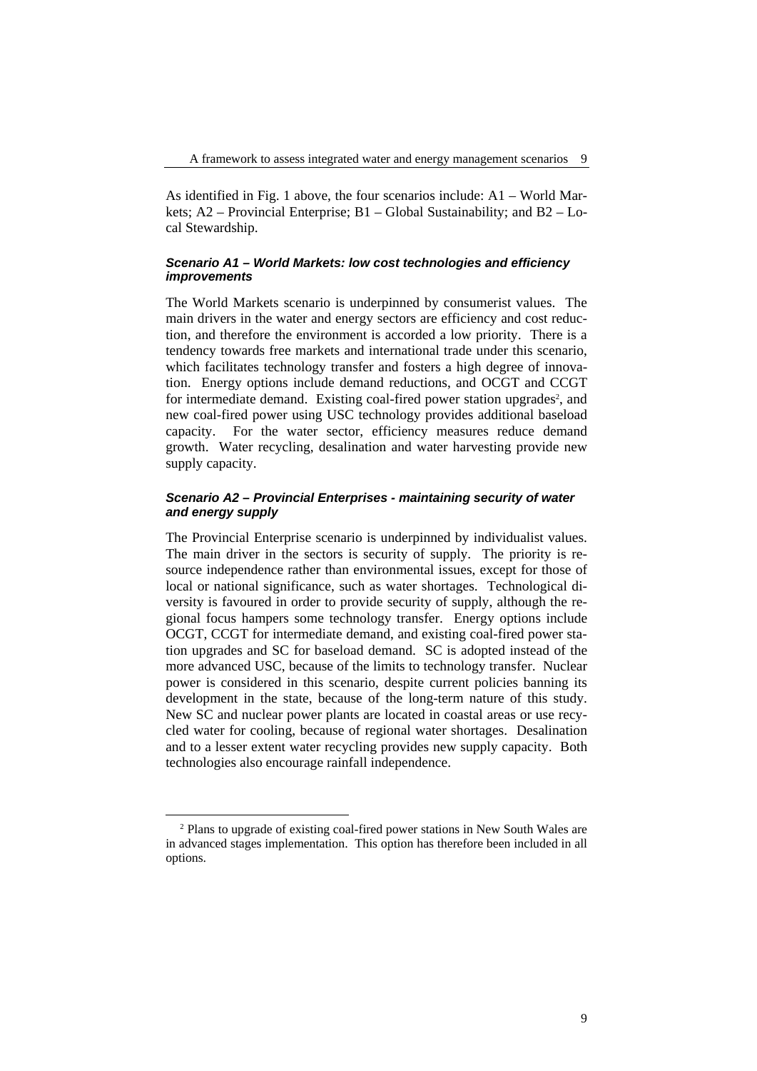As identified in Fig. 1 above, the four scenarios include: A1 – World Markets; A2 – Provincial Enterprise; B1 – Global Sustainability; and B2 – Local Stewardship.

#### *Scenario A1 – World Markets: low cost technologies and efficiency improvements*

The World Markets scenario is underpinned by consumerist values. The main drivers in the water and energy sectors are efficiency and cost reduction, and therefore the environment is accorded a low priority. There is a tendency towards free markets and international trade under this scenario, which facilitates technology transfer and fosters a high degree of innovation. Energy options include demand reductions, and OCGT and CCGT for intermediate demand. Existing coal-fired power station upgrades[2], and new coal-fired power using USC technology provides additional baseload capacity. For the water sector, efficiency measures reduce demand growth. Water recycling, desalination and water harvesting provide new supply capacity.

#### *Scenario A2 – Provincial Enterprises - maintaining security of water and energy supply*

The Provincial Enterprise scenario is underpinned by individualist values. The main driver in the sectors is security of supply. The priority is resource independence rather than environmental issues, except for those of local or national significance, such as water shortages. Technological diversity is favoured in order to provide security of supply, although the regional focus hampers some technology transfer. Energy options include OCGT, CCGT for intermediate demand, and existing coal-fired power station upgrades and SC for baseload demand. SC is adopted instead of the more advanced USC, because of the limits to technology transfer. Nuclear power is considered in this scenario, despite current policies banning its development in the state, because of the long-term nature of this study. New SC and nuclear power plants are located in coastal areas or use recycled water for cooling, because of regional water shortages. Desalination and to a lesser extent water recycling provides new supply capacity. Both technologies also encourage rainfall independence.

---

[2] Plans to upgrade of existing coal-fired power stations in New South Wales are in advanced stages implementation. This option has therefore been included in all options.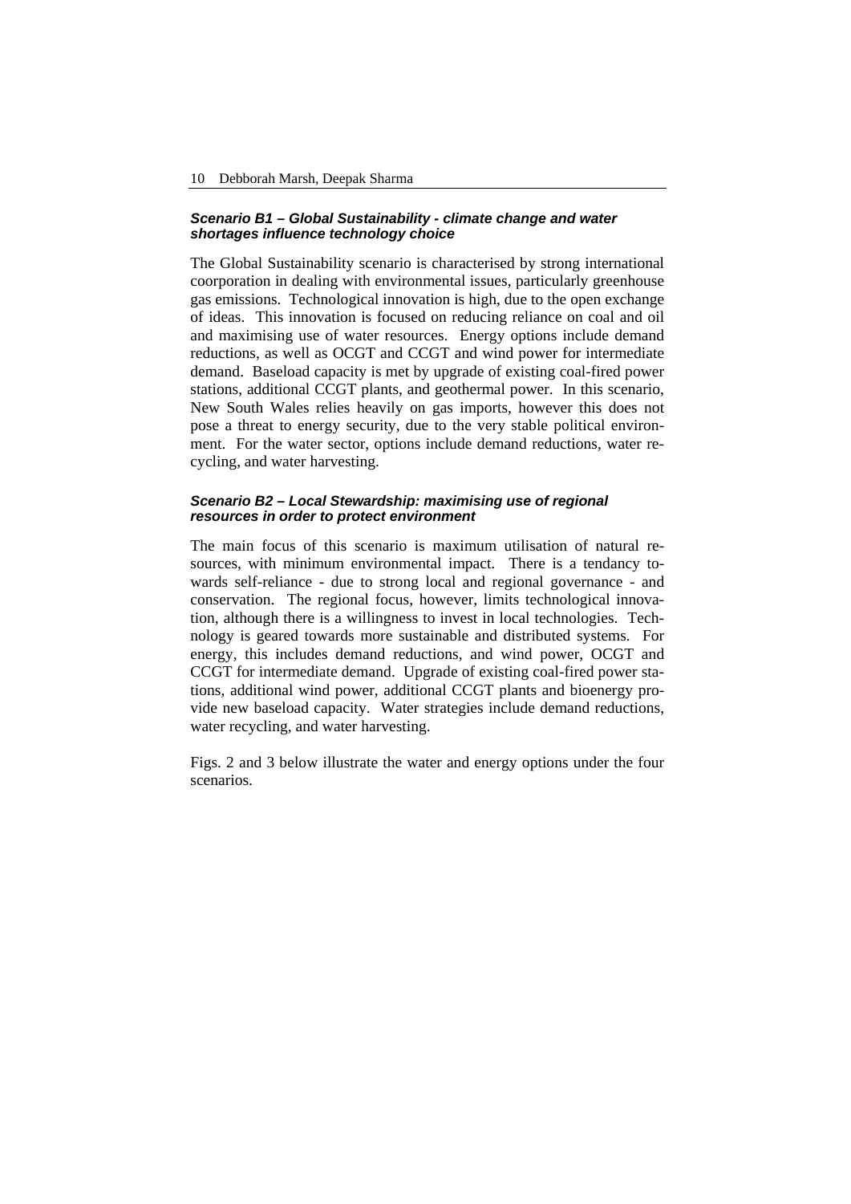#### *Scenario B1 – Global Sustainability - climate change and water shortages influence technology choice*

The Global Sustainability scenario is characterised by strong international coorporation in dealing with environmental issues, particularly greenhouse gas emissions. Technological innovation is high, due to the open exchange of ideas. This innovation is focused on reducing reliance on coal and oil and maximising use of water resources. Energy options include demand reductions, as well as OCGT and CCGT and wind power for intermediate demand. Baseload capacity is met by upgrade of existing coal-fired power stations, additional CCGT plants, and geothermal power. In this scenario, New South Wales relies heavily on gas imports, however this does not pose a threat to energy security, due to the very stable political environment. For the water sector, options include demand reductions, water recycling, and water harvesting.

#### *Scenario B2 – Local Stewardship: maximising use of regional resources in order to protect environment*

The main focus of this scenario is maximum utilisation of natural resources, with minimum environmental impact. There is a tendancy towards self-reliance - due to strong local and regional governance - and conservation. The regional focus, however, limits technological innovation, although there is a willingness to invest in local technologies. Technology is geared towards more sustainable and distributed systems. For energy, this includes demand reductions, and wind power, OCGT and CCGT for intermediate demand. Upgrade of existing coal-fired power stations, additional wind power, additional CCGT plants and bioenergy provide new baseload capacity. Water strategies include demand reductions, water recycling, and water harvesting.

Figs. 2 and 3 below illustrate the water and energy options under the four scenarios.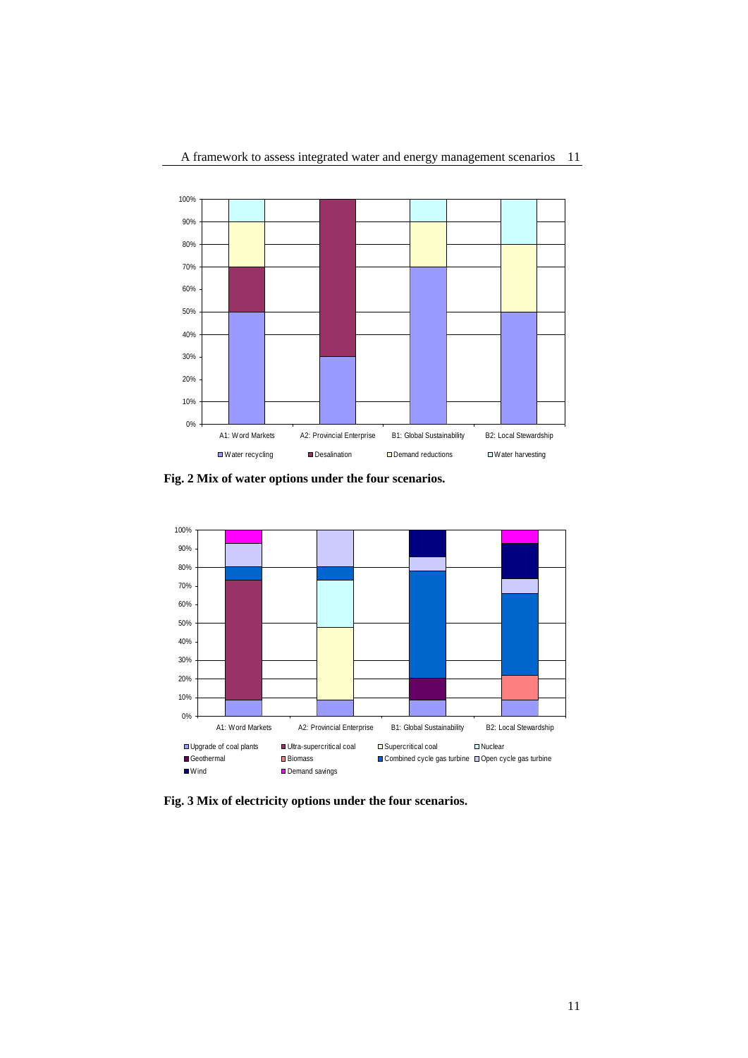**Fig. 2 Mix of water options under the four scenarios.**

**Fig. 3 Mix of electricity options under the four scenarios.**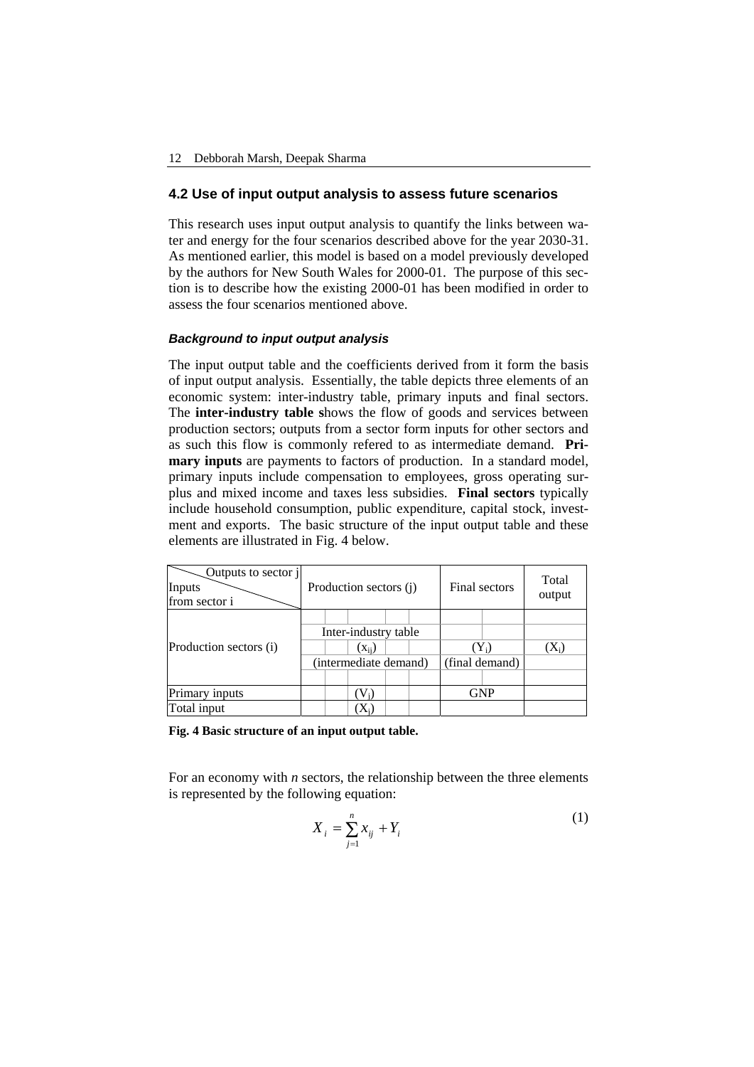## 4.2 Use of input output analysis to assess future scenarios

This research uses input output analysis to quantify the links between water and energy for the four scenarios described above for the year 2030-31. As mentioned earlier, this model is based on a model previously developed by the authors for New South Wales for 2000-01. The purpose of this section is to describe how the existing 2000-01 has been modified in order to assess the four scenarios mentioned above.

### *Background to input output analysis*

The input output table and the coefficients derived from it form the basis of input output analysis. Essentially, the table depicts three elements of an economic system: inter-industry table, primary inputs and final sectors. The **inter-industry table s**hows the flow of goods and services between production sectors; outputs from a sector form inputs for other sectors and as such this flow is commonly refered to as intermediate demand. **Primary inputs** are payments to factors of production. In a standard model, primary inputs include compensation to employees, gross operating surplus and mixed income and taxes less subsidies. **Final sectors** typically include household consumption, public expenditure, capital stock, investment and exports. The basic structure of the input output table and these elements are illustrated in Fig. 4 below.

| Outputs to sector j / Inputs from sector i | Production sectors (j) | Final sectors | Total output |
|---|---|---|---|
| Production sectors (i) | Inter-industry table ($x_{ij}$) (intermediate demand) | ($Y_i$) (final demand) | ($X_i$) |
| Primary inputs | ($V_j$) | GNP | |
| Total input | ($X_j$) | | |

**Fig. 4 Basic structure of an input output table.**

For an economy with *n* sectors, the relationship between the three elements is represented by the following equation:

$$X_i = \sum_{j=1}^{n} x_{ij} + Y_i \tag{1}$$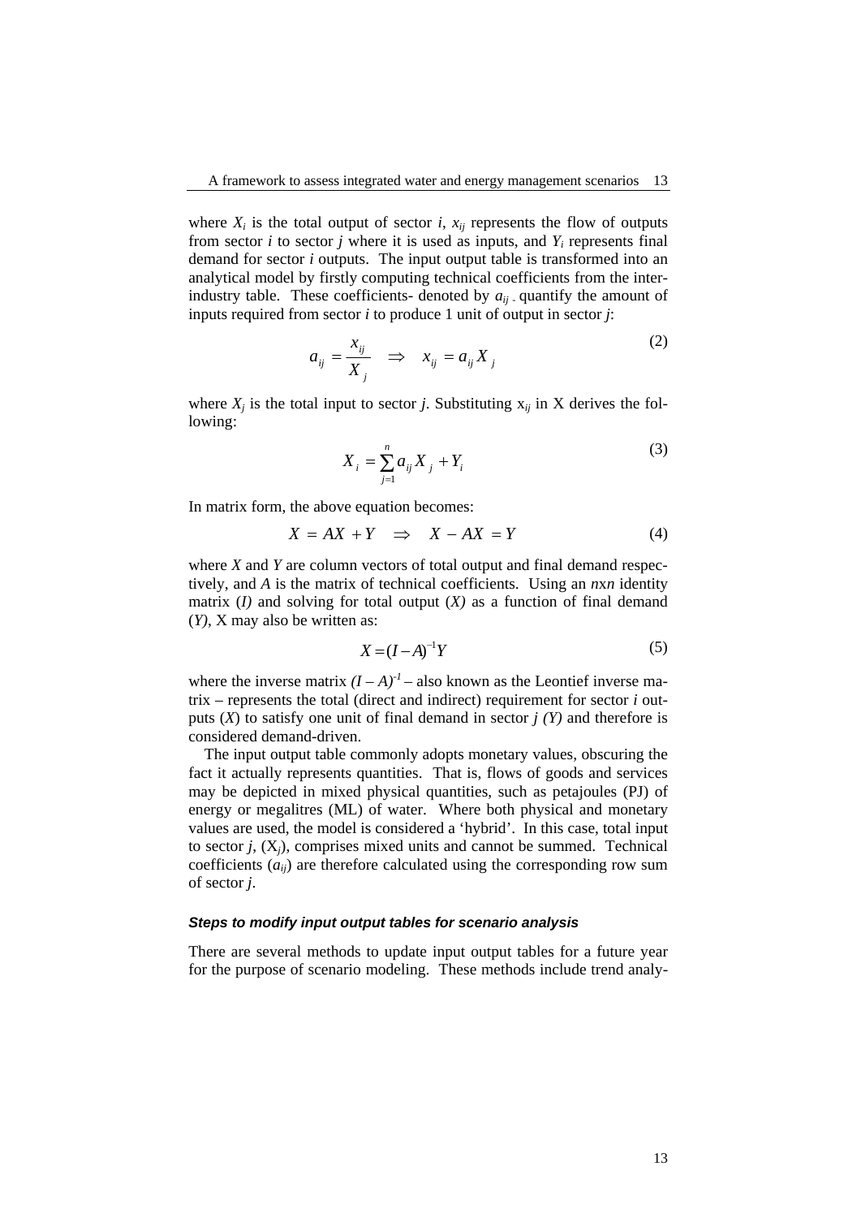where $X_i$ is the total output of sector *i*, $x_{ij}$ represents the flow of outputs from sector *i* to sector *j* where it is used as inputs, and $Y_i$ represents final demand for sector *i* outputs. The input output table is transformed into an analytical model by firstly computing technical coefficients from the inter-industry table. These coefficients- denoted by $a_{ij}$ - quantify the amount of inputs required from sector *i* to produce 1 unit of output in sector *j*:

$$a_{ij} = \frac{x_{ij}}{X_j} \quad \Rightarrow \quad x_{ij} = a_{ij} X_j \tag{2}$$

where $X_j$ is the total input to sector *j*. Substituting $x_{ij}$ in X derives the following:

$$X_i = \sum_{j=1}^{n} a_{ij} X_j + Y_i \tag{3}$$

In matrix form, the above equation becomes:

$$X = AX + Y \quad \Rightarrow \quad X - AX = Y \tag{4}$$

where *X* and *Y* are column vectors of total output and final demand respectively, and *A* is the matrix of technical coefficients. Using an *n*x*n* identity matrix (*I*) and solving for total output (*X*) as a function of final demand (*Y*), X may also be written as:

$$X = (I - A)^{-1} Y \tag{5}$$

where the inverse matrix $(I - A)^{-1}$ – also known as the Leontief inverse matrix – represents the total (direct and indirect) requirement for sector *i* outputs (*X*) to satisfy one unit of final demand in sector *j (Y)* and therefore is considered demand-driven.

The input output table commonly adopts monetary values, obscuring the fact it actually represents quantities. That is, flows of goods and services may be depicted in mixed physical quantities, such as petajoules (PJ) of energy or megalitres (ML) of water. Where both physical and monetary values are used, the model is considered a 'hybrid'. In this case, total input to sector *j*, ($X_j$), comprises mixed units and cannot be summed. Technical coefficients ($a_{ij}$) are therefore calculated using the corresponding row sum of sector *j*.

### *Steps to modify input output tables for scenario analysis*

There are several methods to update input output tables for a future year for the purpose of scenario modeling. These methods include trend analy-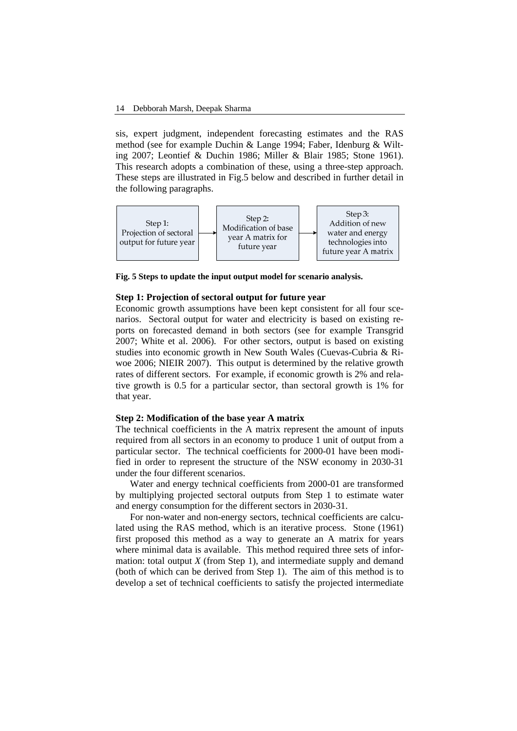sis, expert judgment, independent forecasting estimates and the RAS method (see for example Duchin & Lange 1994; Faber, Idenburg & Wilting 2007; Leontief & Duchin 1986; Miller & Blair 1985; Stone 1961). This research adopts a combination of these, using a three-step approach. These steps are illustrated in Fig.5 below and described in further detail in the following paragraphs.

Step 1: Projection of sectoral output for future year → Step 2: Modification of base year A matrix for future year → Step 3: Addition of new water and energy technologies into future year A matrix

**Fig. 5 Steps to update the input output model for scenario analysis.**

**Step 1: Projection of sectoral output for future year**

Economic growth assumptions have been kept consistent for all four scenarios. Sectoral output for water and electricity is based on existing reports on forecasted demand in both sectors (see for example Transgrid 2007; White et al. 2006). For other sectors, output is based on existing studies into economic growth in New South Wales (Cuevas-Cubria & Riwoe 2006; NIEIR 2007). This output is determined by the relative growth rates of different sectors. For example, if economic growth is 2% and relative growth is 0.5 for a particular sector, than sectoral growth is 1% for that year.

**Step 2: Modification of the base year A matrix**

The technical coefficients in the A matrix represent the amount of inputs required from all sectors in an economy to produce 1 unit of output from a particular sector. The technical coefficients for 2000-01 have been modified in order to represent the structure of the NSW economy in 2030-31 under the four different scenarios.

Water and energy technical coefficients from 2000-01 are transformed by multiplying projected sectoral outputs from Step 1 to estimate water and energy consumption for the different sectors in 2030-31.

For non-water and non-energy sectors, technical coefficients are calculated using the RAS method, which is an iterative process. Stone (1961) first proposed this method as a way to generate an A matrix for years where minimal data is available. This method required three sets of information: total output $X$ (from Step 1), and intermediate supply and demand (both of which can be derived from Step 1). The aim of this method is to develop a set of technical coefficients to satisfy the projected intermediate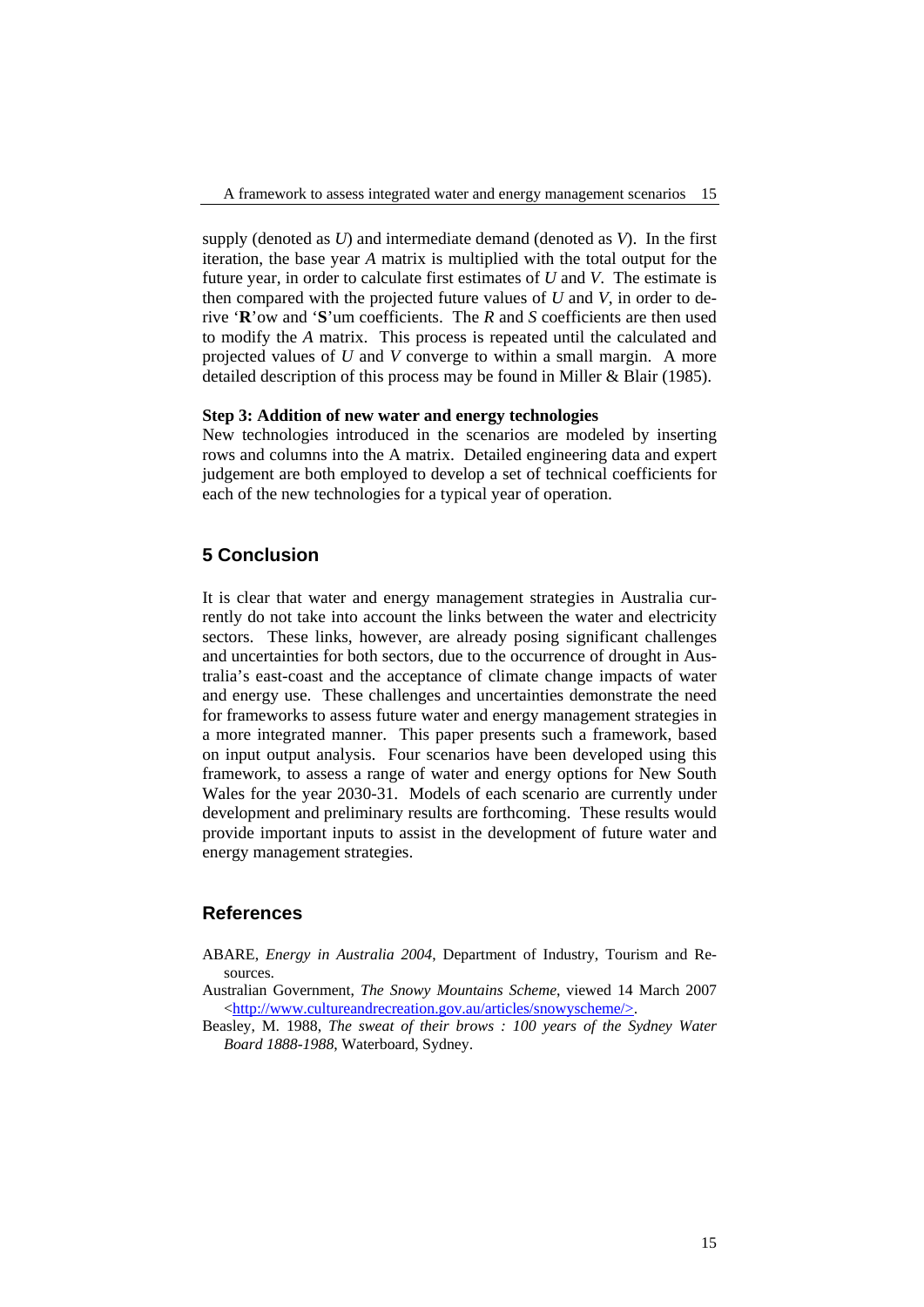supply (denoted as $U$) and intermediate demand (denoted as $V$). In the first iteration, the base year $A$ matrix is multiplied with the total output for the future year, in order to calculate first estimates of $U$ and $V$. The estimate is then compared with the projected future values of $U$ and $V$, in order to derive '**R**'ow and '**S**'um coefficients. The $R$ and $S$ coefficients are then used to modify the $A$ matrix. This process is repeated until the calculated and projected values of $U$ and $V$ converge to within a small margin. A more detailed description of this process may be found in Miller & Blair (1985).

**Step 3: Addition of new water and energy technologies**

New technologies introduced in the scenarios are modeled by inserting rows and columns into the A matrix. Detailed engineering data and expert judgement are both employed to develop a set of technical coefficients for each of the new technologies for a typical year of operation.

## 5 Conclusion

It is clear that water and energy management strategies in Australia currently do not take into account the links between the water and electricity sectors. These links, however, are already posing significant challenges and uncertainties for both sectors, due to the occurrence of drought in Australia's east-coast and the acceptance of climate change impacts of water and energy use. These challenges and uncertainties demonstrate the need for frameworks to assess future water and energy management strategies in a more integrated manner. This paper presents such a framework, based on input output analysis. Four scenarios have been developed using this framework, to assess a range of water and energy options for New South Wales for the year 2030-31. Models of each scenario are currently under development and preliminary results are forthcoming. These results would provide important inputs to assist in the development of future water and energy management strategies.

## References

ABARE, *Energy in Australia 2004*, Department of Industry, Tourism and Resources.

Australian Government, *The Snowy Mountains Scheme*, viewed 14 March 2007 <http://www.cultureandrecreation.gov.au/articles/snowyscheme/>.

Beasley, M. 1988, *The sweat of their brows : 100 years of the Sydney Water Board 1888-1988*, Waterboard, Sydney.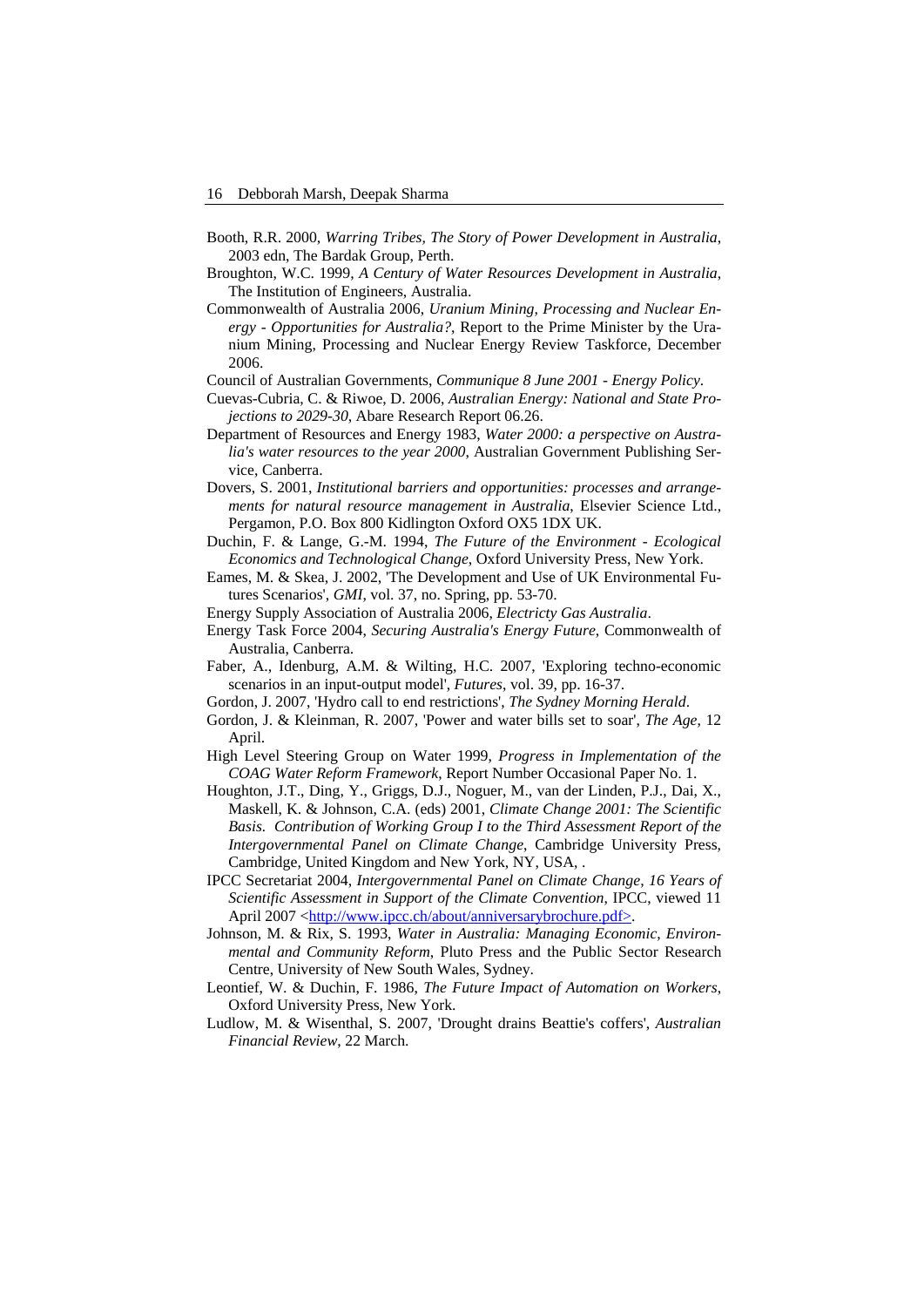Booth, R.R. 2000, *Warring Tribes, The Story of Power Development in Australia*, 2003 edn, The Bardak Group, Perth.

Broughton, W.C. 1999, *A Century of Water Resources Development in Australia*, The Institution of Engineers, Australia.

Commonwealth of Australia 2006, *Uranium Mining, Processing and Nuclear Energy - Opportunities for Australia?*, Report to the Prime Minister by the Uranium Mining, Processing and Nuclear Energy Review Taskforce, December 2006.

Council of Australian Governments, *Communique 8 June 2001 - Energy Policy*.

Cuevas-Cubria, C. & Riwoe, D. 2006, *Australian Energy: National and State Projections to 2029-30*, Abare Research Report 06.26.

Department of Resources and Energy 1983, *Water 2000: a perspective on Australia's water resources to the year 2000*, Australian Government Publishing Service, Canberra.

Dovers, S. 2001, *Institutional barriers and opportunities: processes and arrangements for natural resource management in Australia*, Elsevier Science Ltd., Pergamon, P.O. Box 800 Kidlington Oxford OX5 1DX UK.

Duchin, F. & Lange, G.-M. 1994, *The Future of the Environment - Ecological Economics and Technological Change*, Oxford University Press, New York.

Eames, M. & Skea, J. 2002, 'The Development and Use of UK Environmental Futures Scenarios', *GMI*, vol. 37, no. Spring, pp. 53-70.

Energy Supply Association of Australia 2006, *Electricty Gas Australia*.

Energy Task Force 2004, *Securing Australia's Energy Future*, Commonwealth of Australia, Canberra.

Faber, A., Idenburg, A.M. & Wilting, H.C. 2007, 'Exploring techno-economic scenarios in an input-output model', *Futures*, vol. 39, pp. 16-37.

Gordon, J. 2007, 'Hydro call to end restrictions', *The Sydney Morning Herald*.

Gordon, J. & Kleinman, R. 2007, 'Power and water bills set to soar', *The Age*, 12 April.

High Level Steering Group on Water 1999, *Progress in Implementation of the COAG Water Reform Framework*, Report Number Occasional Paper No. 1.

Houghton, J.T., Ding, Y., Griggs, D.J., Noguer, M., van der Linden, P.J., Dai, X., Maskell, K. & Johnson, C.A. (eds) 2001, *Climate Change 2001: The Scientific Basis. Contribution of Working Group I to the Third Assessment Report of the Intergovernmental Panel on Climate Change*, Cambridge University Press, Cambridge, United Kingdom and New York, NY, USA, .

IPCC Secretariat 2004, *Intergovernmental Panel on Climate Change, 16 Years of Scientific Assessment in Support of the Climate Convention*, IPCC, viewed 11 April 2007 <http://www.ipcc.ch/about/anniversarybrochure.pdf>.

Johnson, M. & Rix, S. 1993, *Water in Australia: Managing Economic, Environmental and Community Reform*, Pluto Press and the Public Sector Research Centre, University of New South Wales, Sydney.

Leontief, W. & Duchin, F. 1986, *The Future Impact of Automation on Workers*, Oxford University Press, New York.

Ludlow, M. & Wisenthal, S. 2007, 'Drought drains Beattie's coffers', *Australian Financial Review*, 22 March.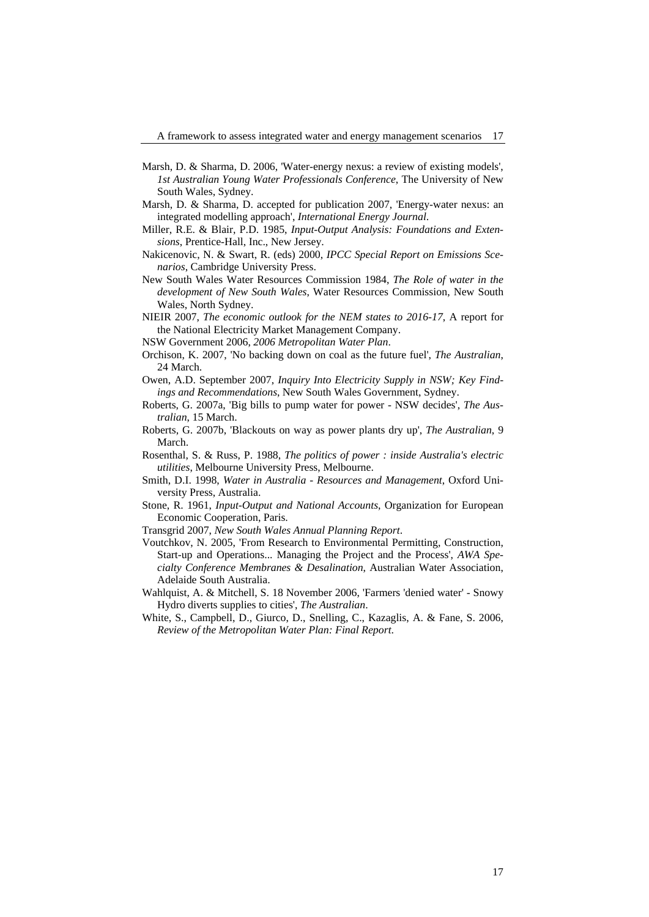Marsh, D. & Sharma, D. 2006, 'Water-energy nexus: a review of existing models', *1st Australian Young Water Professionals Conference*, The University of New South Wales, Sydney.

Marsh, D. & Sharma, D. accepted for publication 2007, 'Energy-water nexus: an integrated modelling approach', *International Energy Journal*.

Miller, R.E. & Blair, P.D. 1985, *Input-Output Analysis: Foundations and Extensions*, Prentice-Hall, Inc., New Jersey.

Nakicenovic, N. & Swart, R. (eds) 2000, *IPCC Special Report on Emissions Scenarios*, Cambridge University Press.

New South Wales Water Resources Commission 1984, *The Role of water in the development of New South Wales*, Water Resources Commission, New South Wales, North Sydney.

NIEIR 2007, *The economic outlook for the NEM states to 2016-17*, A report for the National Electricity Market Management Company.

NSW Government 2006, *2006 Metropolitan Water Plan*.

Orchison, K. 2007, 'No backing down on coal as the future fuel', *The Australian*, 24 March.

Owen, A.D. September 2007, *Inquiry Into Electricity Supply in NSW; Key Findings and Recommendations*, New South Wales Government, Sydney.

Roberts, G. 2007a, 'Big bills to pump water for power - NSW decides', *The Australian*, 15 March.

Roberts, G. 2007b, 'Blackouts on way as power plants dry up', *The Australian*, 9 March.

Rosenthal, S. & Russ, P. 1988, *The politics of power : inside Australia's electric utilities*, Melbourne University Press, Melbourne.

Smith, D.I. 1998, *Water in Australia - Resources and Management*, Oxford University Press, Australia.

Stone, R. 1961, *Input-Output and National Accounts*, Organization for European Economic Cooperation, Paris.

Transgrid 2007, *New South Wales Annual Planning Report*.

Voutchkov, N. 2005, 'From Research to Environmental Permitting, Construction, Start-up and Operations... Managing the Project and the Process', *AWA Specialty Conference Membranes & Desalination*, Australian Water Association, Adelaide South Australia.

Wahlquist, A. & Mitchell, S. 18 November 2006, 'Farmers 'denied water' - Snowy Hydro diverts supplies to cities', *The Australian*.

White, S., Campbell, D., Giurco, D., Snelling, C., Kazaglis, A. & Fane, S. 2006, *Review of the Metropolitan Water Plan: Final Report*.